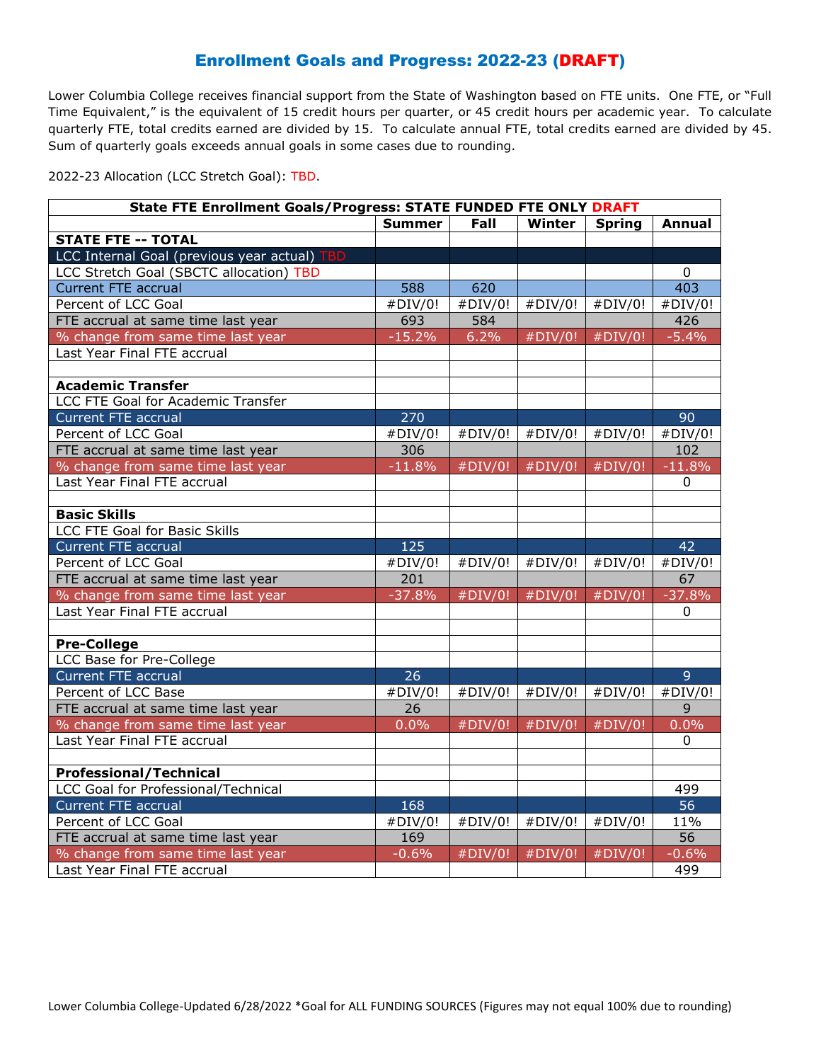# Enrollment Goals and Progress: 2022-23 (DRAFT)

Lower Columbia College receives financial support from the State of Washington based on FTE units. One FTE, or "Full Time Equivalent," is the equivalent of 15 credit hours per quarter, or 45 credit hours per academic year. To calculate quarterly FTE, total credits earned are divided by 15. To calculate annual FTE, total credits earned are divided by 45. Sum of quarterly goals exceeds annual goals in some cases due to rounding.

2022-23 Allocation (LCC Stretch Goal): TBD.

| State FTE Enrollment Goals/Progress: STATE FUNDED FTE ONLY DRAFT | | | | | |
|---|---|---|---|---|---|
| | **Summer** | **Fall** | **Winter** | **Spring** | **Annual** |
| **STATE FTE -- TOTAL** | | | | | |
| LCC Internal Goal (previous year actual) TBD | | | | | |
| LCC Stretch Goal (SBCTC allocation) TBD | | | | | 0 |
| Current FTE accrual | 588 | 620 | | | 403 |
| Percent of LCC Goal | #DIV/0! | #DIV/0! | #DIV/0! | #DIV/0! | #DIV/0! |
| FTE accrual at same time last year | 693 | 584 | | | 426 |
| % change from same time last year | -15.2% | 6.2% | #DIV/0! | #DIV/0! | -5.4% |
| Last Year Final FTE accrual | | | | | |
| | | | | | |
| **Academic Transfer** | | | | | |
| LCC FTE Goal for Academic Transfer | | | | | |
| Current FTE accrual | 270 | | | | 90 |
| Percent of LCC Goal | #DIV/0! | #DIV/0! | #DIV/0! | #DIV/0! | #DIV/0! |
| FTE accrual at same time last year | 306 | | | | 102 |
| % change from same time last year | -11.8% | #DIV/0! | #DIV/0! | #DIV/0! | -11.8% |
| Last Year Final FTE accrual | | | | | 0 |
| | | | | | |
| **Basic Skills** | | | | | |
| LCC FTE Goal for Basic Skills | | | | | |
| Current FTE accrual | 125 | | | | 42 |
| Percent of LCC Goal | #DIV/0! | #DIV/0! | #DIV/0! | #DIV/0! | #DIV/0! |
| FTE accrual at same time last year | 201 | | | | 67 |
| % change from same time last year | -37.8% | #DIV/0! | #DIV/0! | #DIV/0! | -37.8% |
| Last Year Final FTE accrual | | | | | 0 |
| | | | | | |
| **Pre-College** | | | | | |
| LCC Base for Pre-College | | | | | |
| Current FTE accrual | 26 | | | | 9 |
| Percent of LCC Base | #DIV/0! | #DIV/0! | #DIV/0! | #DIV/0! | #DIV/0! |
| FTE accrual at same time last year | 26 | | | | 9 |
| % change from same time last year | 0.0% | #DIV/0! | #DIV/0! | #DIV/0! | 0.0% |
| Last Year Final FTE accrual | | | | | 0 |
| | | | | | |
| **Professional/Technical** | | | | | |
| LCC Goal for Professional/Technical | | | | | 499 |
| Current FTE accrual | 168 | | | | 56 |
| Percent of LCC Goal | #DIV/0! | #DIV/0! | #DIV/0! | #DIV/0! | 11% |
| FTE accrual at same time last year | 169 | | | | 56 |
| % change from same time last year | -0.6% | #DIV/0! | #DIV/0! | #DIV/0! | -0.6% |
| Last Year Final FTE accrual | | | | | 499 |

Lower Columbia College-Updated 6/28/2022 *Goal for ALL FUNDING SOURCES (Figures may not equal 100% due to rounding)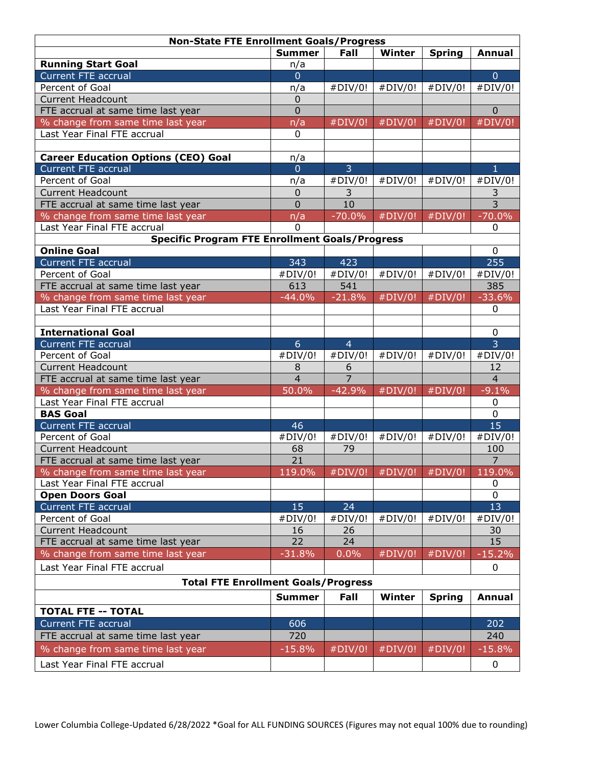| Non-State FTE Enrollment Goals/Progress | | | | | |
|---|---|---|---|---|---|
| | **Summer** | **Fall** | **Winter** | **Spring** | **Annual** |
| **Running Start Goal** | n/a | | | | |
| Current FTE accrual | 0 | | | | 0 |
| Percent of Goal | n/a | #DIV/0! | #DIV/0! | #DIV/0! | #DIV/0! |
| Current Headcount | 0 | | | | |
| FTE accrual at same time last year | 0 | | | | 0 |
| % change from same time last year | n/a | #DIV/0! | #DIV/0! | #DIV/0! | #DIV/0! |
| Last Year Final FTE accrual | 0 | | | | |
| | | | | | |
| **Career Education Options (CEO) Goal** | n/a | | | | |
| Current FTE accrual | 0 | 3 | | | 1 |
| Percent of Goal | n/a | #DIV/0! | #DIV/0! | #DIV/0! | #DIV/0! |
| Current Headcount | 0 | 3 | | | 3 |
| FTE accrual at same time last year | 0 | 10 | | | 3 |
| % change from same time last year | n/a | -70.0% | #DIV/0! | #DIV/0! | -70.0% |
| Last Year Final FTE accrual | 0 | | | | 0 |
| **Specific Program FTE Enrollment Goals/Progress** | | | | | |
| **Online Goal** | | | | | 0 |
| Current FTE accrual | 343 | 423 | | | 255 |
| Percent of Goal | #DIV/0! | #DIV/0! | #DIV/0! | #DIV/0! | #DIV/0! |
| FTE accrual at same time last year | 613 | 541 | | | 385 |
| % change from same time last year | -44.0% | -21.8% | #DIV/0! | #DIV/0! | -33.6% |
| Last Year Final FTE accrual | | | | | 0 |
| | | | | | |
| **International Goal** | | | | | 0 |
| Current FTE accrual | 6 | 4 | | | 3 |
| Percent of Goal | #DIV/0! | #DIV/0! | #DIV/0! | #DIV/0! | #DIV/0! |
| Current Headcount | 8 | 6 | | | 12 |
| FTE accrual at same time last year | 4 | 7 | | | 4 |
| % change from same time last year | 50.0% | -42.9% | #DIV/0! | #DIV/0! | -9.1% |
| Last Year Final FTE accrual | | | | | 0 |
| **BAS Goal** | | | | | 0 |
| Current FTE accrual | 46 | | | | 15 |
| Percent of Goal | #DIV/0! | #DIV/0! | #DIV/0! | #DIV/0! | #DIV/0! |
| Current Headcount | 68 | 79 | | | 100 |
| FTE accrual at same time last year | 21 | | | | 7 |
| % change from same time last year | 119.0% | #DIV/0! | #DIV/0! | #DIV/0! | 119.0% |
| Last Year Final FTE accrual | | | | | 0 |
| **Open Doors Goal** | | | | | 0 |
| Current FTE accrual | 15 | 24 | | | 13 |
| Percent of Goal | #DIV/0! | #DIV/0! | #DIV/0! | #DIV/0! | #DIV/0! |
| Current Headcount | 16 | 26 | | | 30 |
| FTE accrual at same time last year | 22 | 24 | | | 15 |
| % change from same time last year | -31.8% | 0.0% | #DIV/0! | #DIV/0! | -15.2% |
| Last Year Final FTE accrual | | | | | 0 |

| Total FTE Enrollment Goals/Progress | | | | | |
|---|---|---|---|---|---|
| | **Summer** | **Fall** | **Winter** | **Spring** | **Annual** |
| **TOTAL FTE -- TOTAL** | | | | | |
| Current FTE accrual | 606 | | | | 202 |
| FTE accrual at same time last year | 720 | | | | 240 |
| % change from same time last year | -15.8% | #DIV/0! | #DIV/0! | #DIV/0! | -15.8% |
| Last Year Final FTE accrual | | | | | 0 |

Lower Columbia College-Updated 6/28/2022 *Goal for ALL FUNDING SOURCES (Figures may not equal 100% due to rounding)